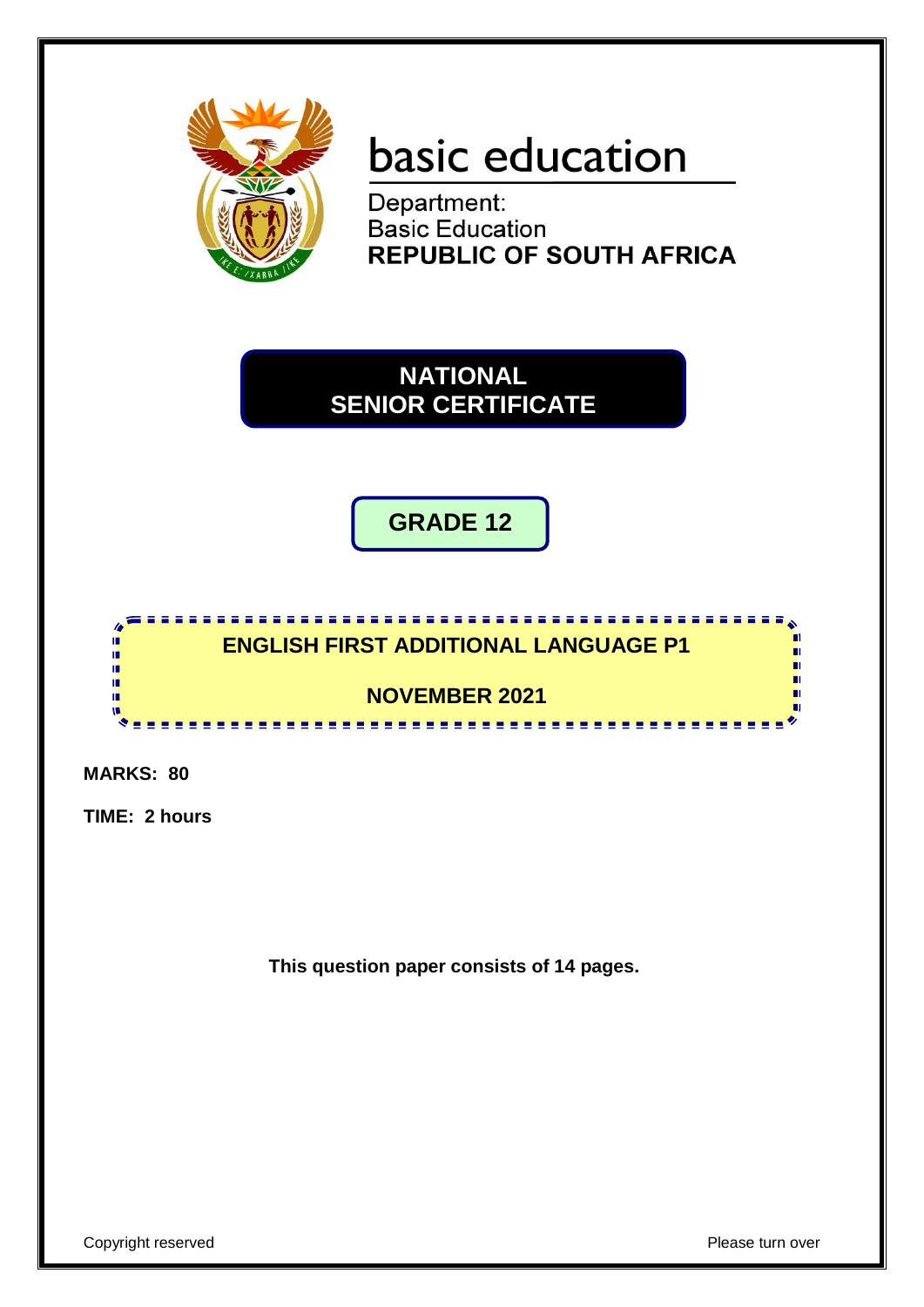# basic education

Department:
Basic Education
**REPUBLIC OF SOUTH AFRICA**

## NATIONAL SENIOR CERTIFICATE

## GRADE 12

## ENGLISH FIRST ADDITIONAL LANGUAGE P1

## NOVEMBER 2021

**MARKS: 80**

**TIME: 2 hours**

**This question paper consists of 14 pages.**

Copyright reserved

Please turn over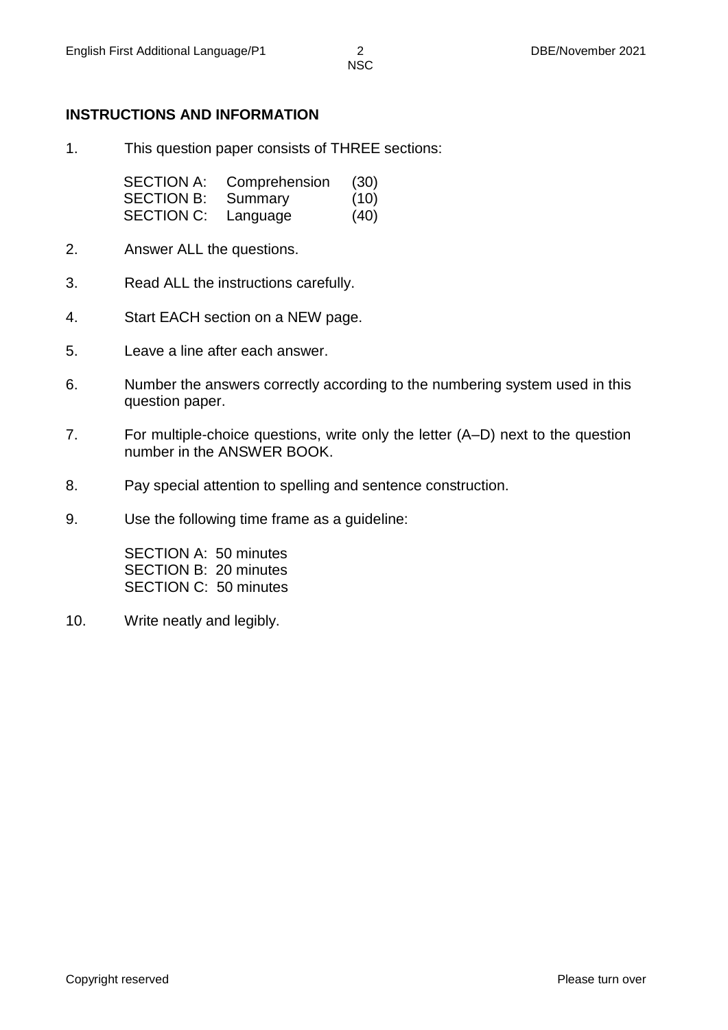## INSTRUCTIONS AND INFORMATION

1. This question paper consists of THREE sections:

   | | | |
   |---|---|---|
   | SECTION A: | Comprehension | (30) |
   | SECTION B: | Summary | (10) |
   | SECTION C: | Language | (40) |

2. Answer ALL the questions.

3. Read ALL the instructions carefully.

4. Start EACH section on a NEW page.

5. Leave a line after each answer.

6. Number the answers correctly according to the numbering system used in this question paper.

7. For multiple-choice questions, write only the letter (A–D) next to the question number in the ANSWER BOOK.

8. Pay special attention to spelling and sentence construction.

9. Use the following time frame as a guideline:

   SECTION A: 50 minutes
   SECTION B: 20 minutes
   SECTION C: 50 minutes

10. Write neatly and legibly.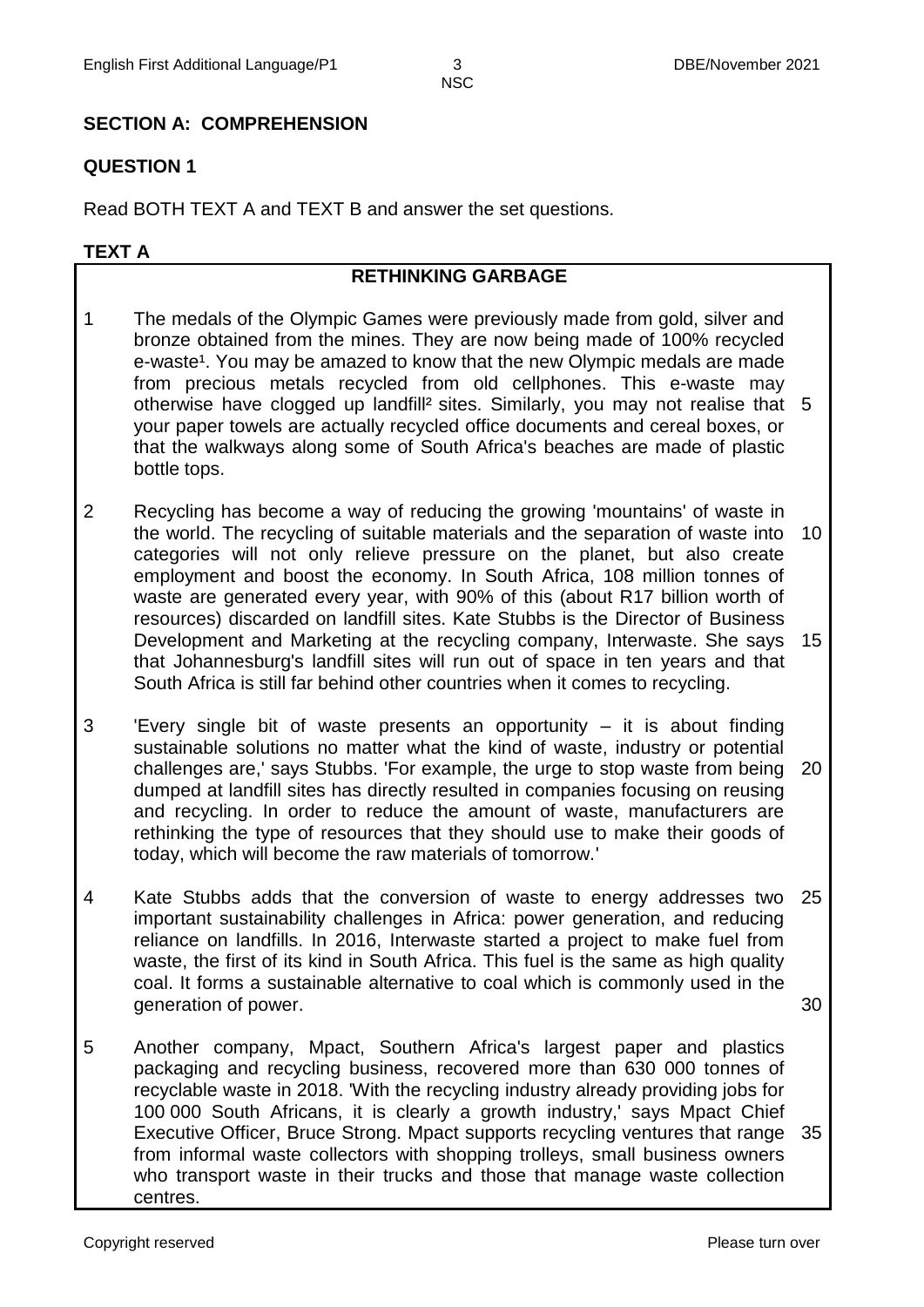## SECTION A: COMPREHENSION

### QUESTION 1

Read BOTH TEXT A and TEXT B and answer the set questions.

**TEXT A**

**RETHINKING GARBAGE**

1 The medals of the Olympic Games were previously made from gold, silver and bronze obtained from the mines. They are now being made of 100% recycled e-waste[1]. You may be amazed to know that the new Olympic medals are made from precious metals recycled from old cellphones. This e-waste may otherwise have clogged up landfill[2] sites. Similarly, you may not realise that (5) your paper towels are actually recycled office documents and cereal boxes, or that the walkways along some of South Africa's beaches are made of plastic bottle tops.

2 Recycling has become a way of reducing the growing 'mountains' of waste in the world. The recycling of suitable materials and the separation of waste into (10) categories will not only relieve pressure on the planet, but also create employment and boost the economy. In South Africa, 108 million tonnes of waste are generated every year, with 90% of this (about R17 billion worth of resources) discarded on landfill sites. Kate Stubbs is the Director of Business Development and Marketing at the recycling company, Interwaste. She says (15) that Johannesburg's landfill sites will run out of space in ten years and that South Africa is still far behind other countries when it comes to recycling.

3 'Every single bit of waste presents an opportunity – it is about finding sustainable solutions no matter what the kind of waste, industry or potential challenges are,' says Stubbs. 'For example, the urge to stop waste from being (20) dumped at landfill sites has directly resulted in companies focusing on reusing and recycling. In order to reduce the amount of waste, manufacturers are rethinking the type of resources that they should use to make their goods of today, which will become the raw materials of tomorrow.'

4 Kate Stubbs adds that the conversion of waste to energy addresses two (25) important sustainability challenges in Africa: power generation, and reducing reliance on landfills. In 2016, Interwaste started a project to make fuel from waste, the first of its kind in South Africa. This fuel is the same as high quality coal. It forms a sustainable alternative to coal which is commonly used in the generation of power. (30)

5 Another company, Mpact, Southern Africa's largest paper and plastics packaging and recycling business, recovered more than 630 000 tonnes of recyclable waste in 2018. 'With the recycling industry already providing jobs for 100 000 South Africans, it is clearly a growth industry,' says Mpact Chief Executive Officer, Bruce Strong. Mpact supports recycling ventures that range (35) from informal waste collectors with shopping trolleys, small business owners who transport waste in their trucks and those that manage waste collection centres.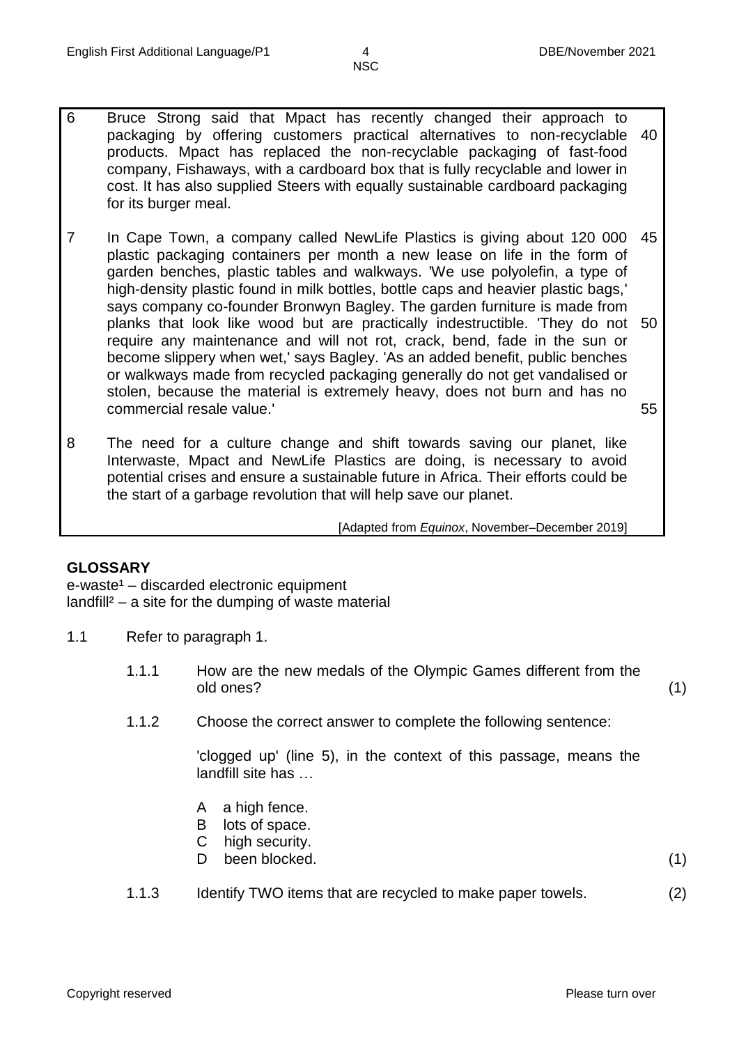6 Bruce Strong said that Mpact has recently changed their approach to packaging by offering customers practical alternatives to non-recyclable products. Mpact has replaced the non-recyclable packaging of fast-food company, Fishaways, with a cardboard box that is fully recyclable and lower in cost. It has also supplied Steers with equally sustainable cardboard packaging for its burger meal. 40

7 In Cape Town, a company called NewLife Plastics is giving about 120 000 plastic packaging containers per month a new lease on life in the form of garden benches, plastic tables and walkways. 'We use polyolefin, a type of high-density plastic found in milk bottles, bottle caps and heavier plastic bags,' says company co-founder Bronwyn Bagley. The garden furniture is made from planks that look like wood but are practically indestructible. 'They do not require any maintenance and will not rot, crack, bend, fade in the sun or become slippery when wet,' says Bagley. 'As an added benefit, public benches or walkways made from recycled packaging generally do not get vandalised or stolen, because the material is extremely heavy, does not burn and has no commercial resale value.' 45 50 55

8 The need for a culture change and shift towards saving our planet, like Interwaste, Mpact and NewLife Plastics are doing, is necessary to avoid potential crises and ensure a sustainable future in Africa. Their efforts could be the start of a garbage revolution that will help save our planet.

[Adapted from *Equinox*, November–December 2019]

**GLOSSARY**

e-waste[1] – discarded electronic equipment
landfill[2] – a site for the dumping of waste material

1.1 Refer to paragraph 1.

1.1.1 How are the new medals of the Olympic Games different from the old ones? (1)

1.1.2 Choose the correct answer to complete the following sentence:

'clogged up' (line 5), in the context of this passage, means the landfill site has …

A a high fence.
B lots of space.
C high security.
D been blocked. (1)

1.1.3 Identify TWO items that are recycled to make paper towels. (2)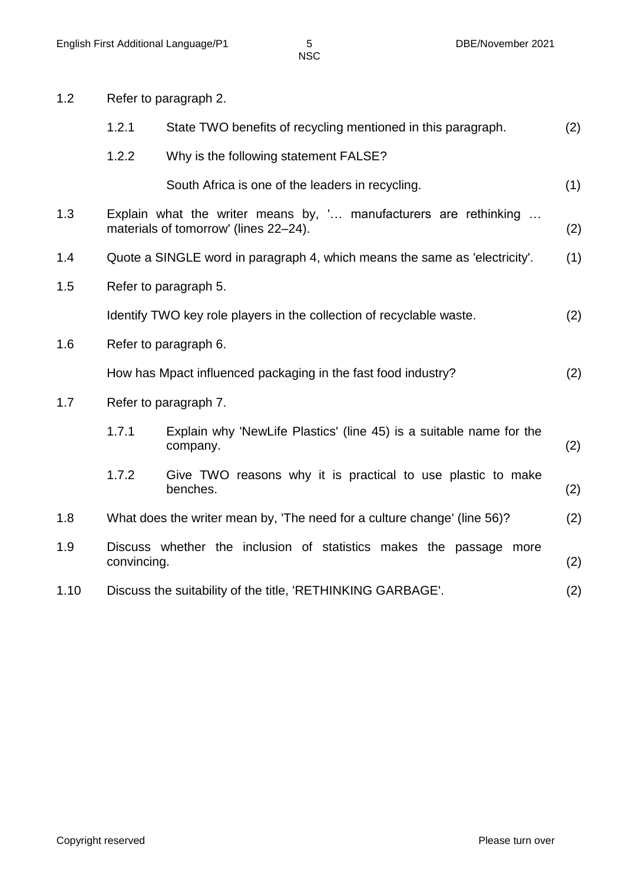1.2 Refer to paragraph 2.

1.2.1 State TWO benefits of recycling mentioned in this paragraph. (2)

1.2.2 Why is the following statement FALSE?

South Africa is one of the leaders in recycling. (1)

1.3 Explain what the writer means by, '… manufacturers are rethinking … materials of tomorrow' (lines 22–24). (2)

1.4 Quote a SINGLE word in paragraph 4, which means the same as 'electricity'. (1)

1.5 Refer to paragraph 5.

Identify TWO key role players in the collection of recyclable waste. (2)

1.6 Refer to paragraph 6.

How has Mpact influenced packaging in the fast food industry? (2)

1.7 Refer to paragraph 7.

1.7.1 Explain why 'NewLife Plastics' (line 45) is a suitable name for the company. (2)

1.7.2 Give TWO reasons why it is practical to use plastic to make benches. (2)

1.8 What does the writer mean by, 'The need for a culture change' (line 56)? (2)

1.9 Discuss whether the inclusion of statistics makes the passage more convincing. (2)

1.10 Discuss the suitability of the title, 'RETHINKING GARBAGE'. (2)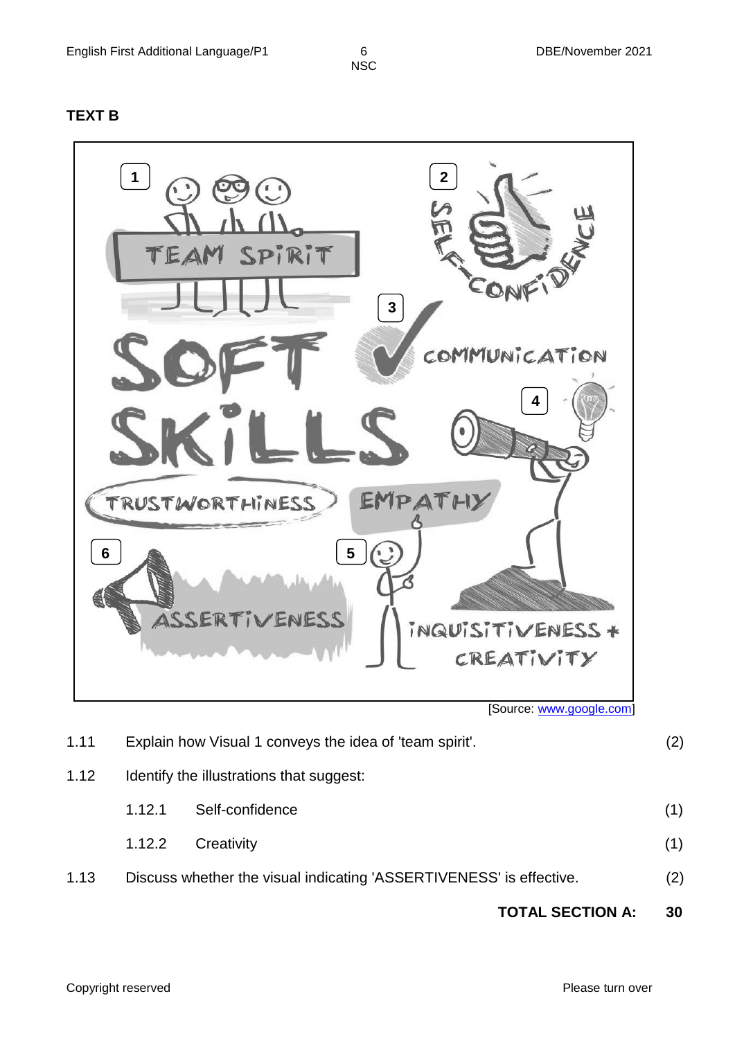**TEXT B**

[Source: www.google.com]

1.11 Explain how Visual 1 conveys the idea of 'team spirit'. (2)

1.12 Identify the illustrations that suggest:

1.12.1 Self-confidence (1)

1.12.2 Creativity (1)

1.13 Discuss whether the visual indicating 'ASSERTIVENESS' is effective. (2)

**TOTAL SECTION A: 30**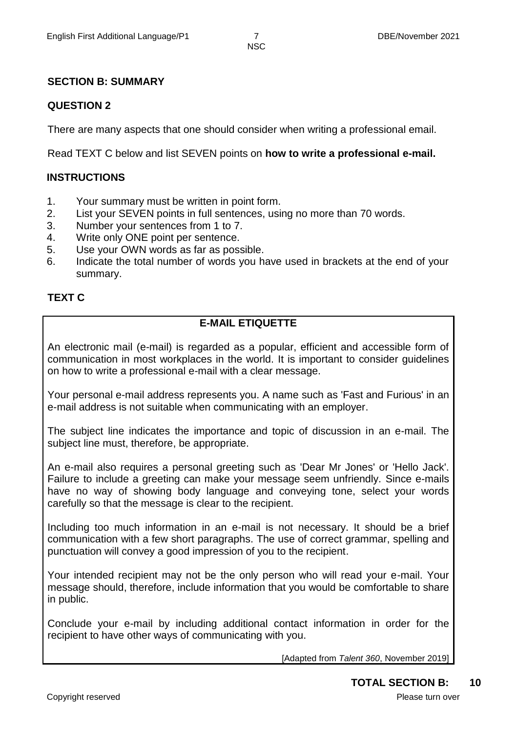**SECTION B: SUMMARY**

**QUESTION 2**

There are many aspects that one should consider when writing a professional email.

Read TEXT C below and list SEVEN points on **how to write a professional e-mail.**

**INSTRUCTIONS**

1. Your summary must be written in point form.
2. List your SEVEN points in full sentences, using no more than 70 words.
3. Number your sentences from 1 to 7.
4. Write only ONE point per sentence.
5. Use your OWN words as far as possible.
6. Indicate the total number of words you have used in brackets at the end of your summary.

**TEXT C**

**E-MAIL ETIQUETTE**

An electronic mail (e-mail) is regarded as a popular, efficient and accessible form of communication in most workplaces in the world. It is important to consider guidelines on how to write a professional e-mail with a clear message.

Your personal e-mail address represents you. A name such as 'Fast and Furious' in an e-mail address is not suitable when communicating with an employer.

The subject line indicates the importance and topic of discussion in an e-mail. The subject line must, therefore, be appropriate.

An e-mail also requires a personal greeting such as 'Dear Mr Jones' or 'Hello Jack'. Failure to include a greeting can make your message seem unfriendly. Since e-mails have no way of showing body language and conveying tone, select your words carefully so that the message is clear to the recipient.

Including too much information in an e-mail is not necessary. It should be a brief communication with a few short paragraphs. The use of correct grammar, spelling and punctuation will convey a good impression of you to the recipient.

Your intended recipient may not be the only person who will read your e-mail. Your message should, therefore, include information that you would be comfortable to share in public.

Conclude your e-mail by including additional contact information in order for the recipient to have other ways of communicating with you.

[Adapted from *Talent 360*, November 2019]

**TOTAL SECTION B: 10**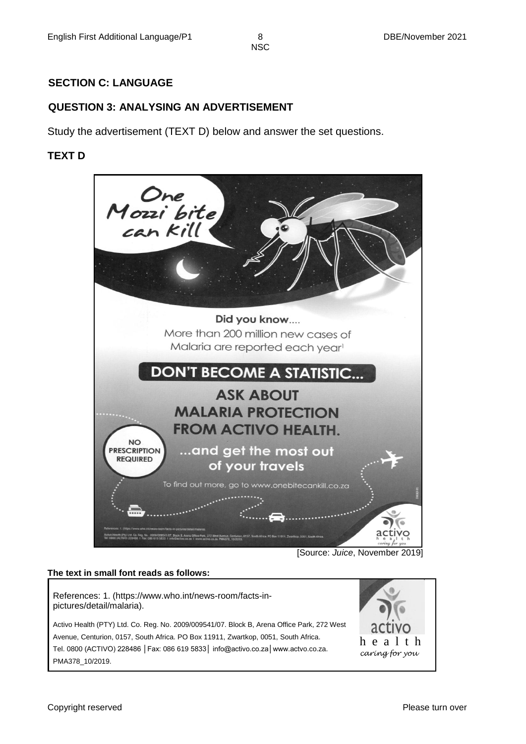## SECTION C: LANGUAGE

### QUESTION 3: ANALYSING AN ADVERTISEMENT

Study the advertisement (TEXT D) below and answer the set questions.

### TEXT D

One Mozzi bite can kill

Did you know....
More than 200 million new cases of Malaria are reported each year[1]

DON'T BECOME A STATISTIC...

ASK ABOUT MALARIA PROTECTION FROM ACTIVO HEALTH.

NO PRESCRIPTION REQUIRED

...and get the most out of your travels

To find out more, go to www.onebitecankill.co.za

activo health caring for you

[Source: *Juice*, November 2019]

**The text in small font reads as follows:**

References: 1. (https://www.who.int/news-room/facts-in-pictures/detail/malaria).

Activo Health (PTY) Ltd. Co. Reg. No. 2009/009541/07. Block B, Arena Office Park, 272 West Avenue, Centurion, 0157, South Africa. PO Box 11911, Zwartkop, 0051, South Africa. Tel. 0800 (ACTIVO) 228486 │Fax: 086 619 5833│ info@activo.co.za│www.actvo.co.za. PMA378_10/2019.

activo health caring for you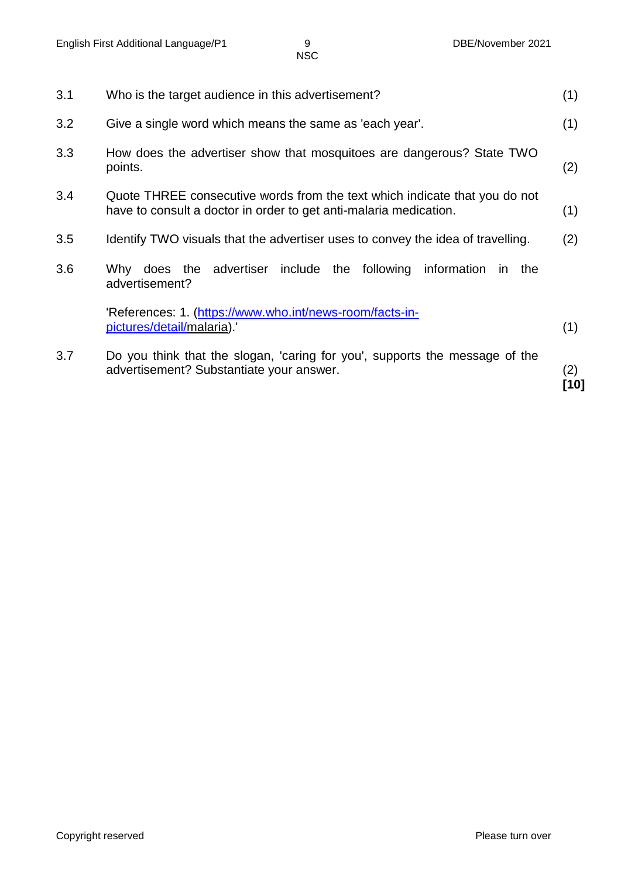3.1 Who is the target audience in this advertisement? (1)

3.2 Give a single word which means the same as 'each year'. (1)

3.3 How does the advertiser show that mosquitoes are dangerous? State TWO points. (2)

3.4 Quote THREE consecutive words from the text which indicate that you do not have to consult a doctor in order to get anti-malaria medication. (1)

3.5 Identify TWO visuals that the advertiser uses to convey the idea of travelling. (2)

3.6 Why does the advertiser include the following information in the advertisement?

'References: 1. (https://www.who.int/news-room/facts-in-pictures/detail/malaria).' (1)

3.7 Do you think that the slogan, 'caring for you', supports the message of the advertisement? Substantiate your answer. (2)

**[10]**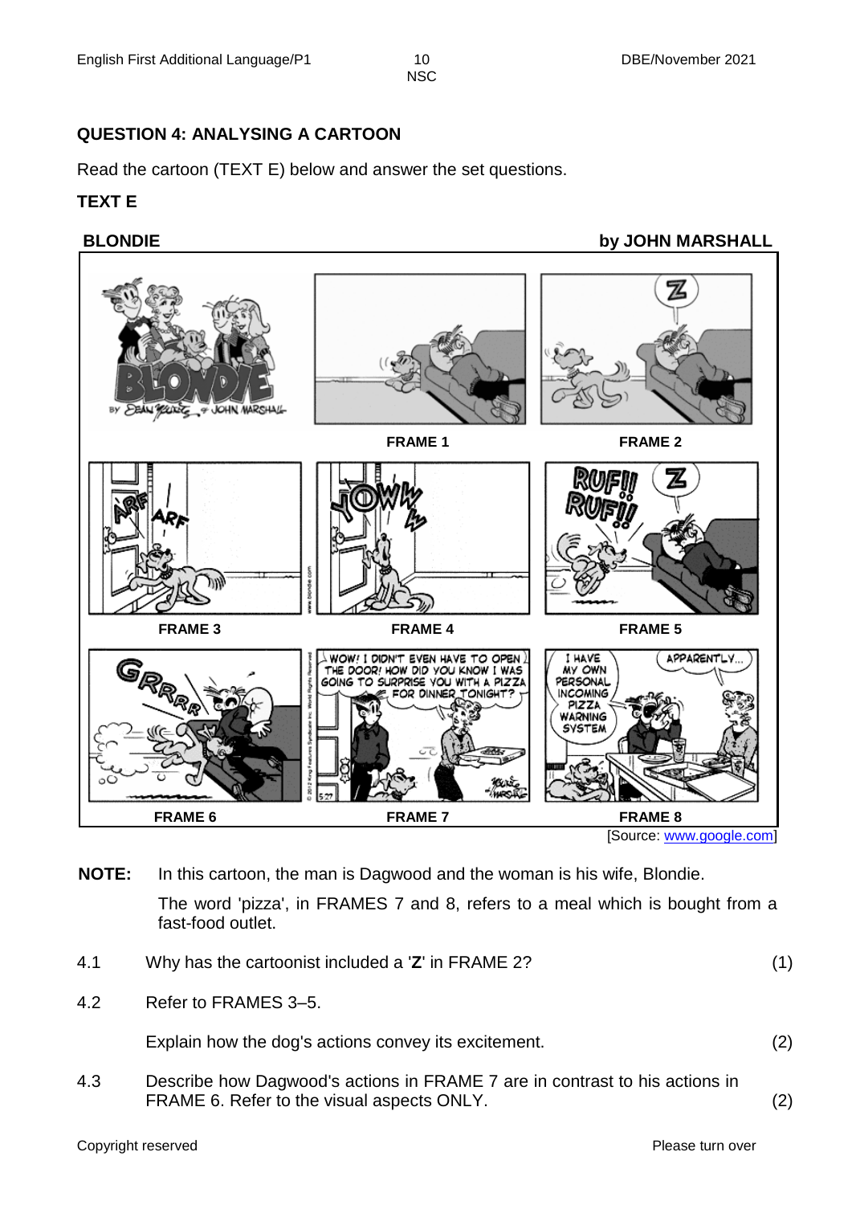## QUESTION 4: ANALYSING A CARTOON

Read the cartoon (TEXT E) below and answer the set questions.

**TEXT E**

**BLONDIE** **by JOHN MARSHALL**

FRAME 1

FRAME 2

FRAME 3

FRAME 4

FRAME 5

FRAME 6

FRAME 7

FRAME 8

[Source: www.google.com]

**NOTE:** In this cartoon, the man is Dagwood and the woman is his wife, Blondie.

The word 'pizza', in FRAMES 7 and 8, refers to a meal which is bought from a fast-food outlet.

4.1 Why has the cartoonist included a '**Z**' in FRAME 2? (1)

4.2 Refer to FRAMES 3–5.

Explain how the dog's actions convey its excitement. (2)

4.3 Describe how Dagwood's actions in FRAME 7 are in contrast to his actions in FRAME 6. Refer to the visual aspects ONLY. (2)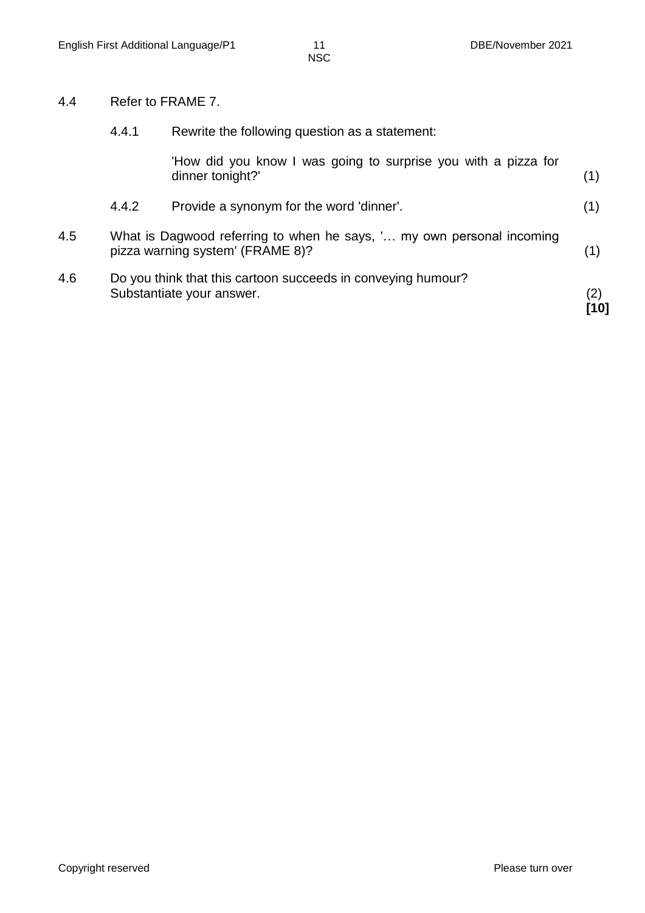4.4 Refer to FRAME 7.

4.4.1 Rewrite the following question as a statement:

'How did you know I was going to surprise you with a pizza for dinner tonight?' (1)

4.4.2 Provide a synonym for the word 'dinner'. (1)

4.5 What is Dagwood referring to when he says, '… my own personal incoming pizza warning system' (FRAME 8)? (1)

4.6 Do you think that this cartoon succeeds in conveying humour? Substantiate your answer. (2)

**[10]**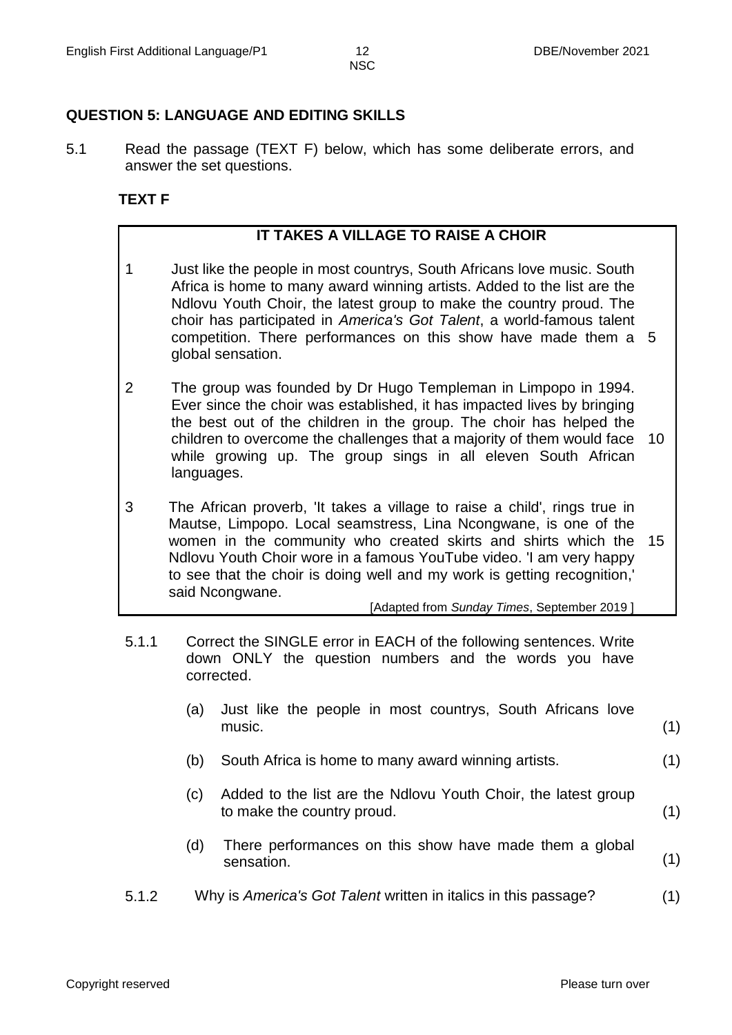## QUESTION 5: LANGUAGE AND EDITING SKILLS

5.1 Read the passage (TEXT F) below, which has some deliberate errors, and answer the set questions.

### TEXT F

**IT TAKES A VILLAGE TO RAISE A CHOIR**

1 Just like the people in most countrys, South Africans love music. South Africa is home to many award winning artists. Added to the list are the Ndlovu Youth Choir, the latest group to make the country proud. The choir has participated in *America's Got Talent*, a world-famous talent competition. There performances on this show have made them a global sensation. 5

2 The group was founded by Dr Hugo Templeman in Limpopo in 1994. Ever since the choir was established, it has impacted lives by bringing the best out of the children in the group. The choir has helped the children to overcome the challenges that a majority of them would face while growing up. The group sings in all eleven South African languages. 10

3 The African proverb, 'It takes a village to raise a child', rings true in Mautse, Limpopo. Local seamstress, Lina Ncongwane, is one of the women in the community who created skirts and shirts which the Ndlovu Youth Choir wore in a famous YouTube video. 'I am very happy to see that the choir is doing well and my work is getting recognition,' said Ncongwane. 15

[Adapted from *Sunday Times*, September 2019 ]

5.1.1 Correct the SINGLE error in EACH of the following sentences. Write down ONLY the question numbers and the words you have corrected.

(a) Just like the people in most countrys, South Africans love music. (1)

(b) South Africa is home to many award winning artists. (1)

(c) Added to the list are the Ndlovu Youth Choir, the latest group to make the country proud. (1)

(d) There performances on this show have made them a global sensation. (1)

5.1.2 Why is *America's Got Talent* written in italics in this passage? (1)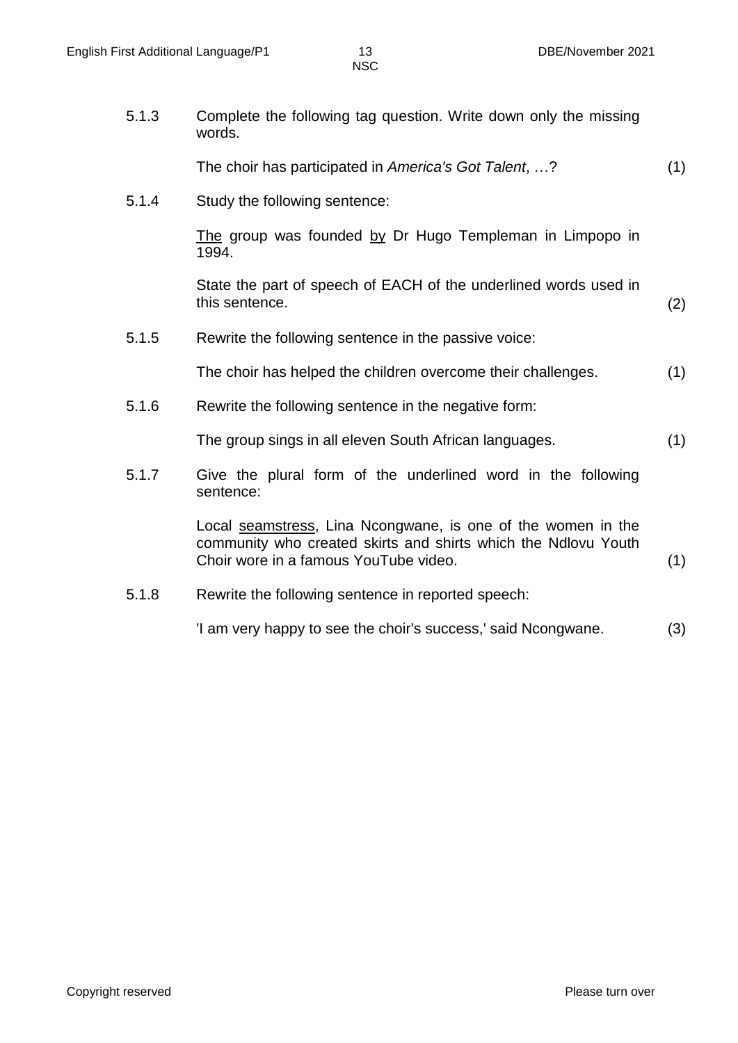5.1.3 Complete the following tag question. Write down only the missing words.

The choir has participated in *America's Got Talent*, …? (1)

5.1.4 Study the following sentence:

<u>The</u> group was founded <u>by</u> Dr Hugo Templeman in Limpopo in 1994.

State the part of speech of EACH of the underlined words used in this sentence. (2)

5.1.5 Rewrite the following sentence in the passive voice:

The choir has helped the children overcome their challenges. (1)

5.1.6 Rewrite the following sentence in the negative form:

The group sings in all eleven South African languages. (1)

5.1.7 Give the plural form of the underlined word in the following sentence:

Local <u>seamstress</u>, Lina Ncongwane, is one of the women in the community who created skirts and shirts which the Ndlovu Youth Choir wore in a famous YouTube video. (1)

5.1.8 Rewrite the following sentence in reported speech:

'I am very happy to see the choir's success,' said Ncongwane. (3)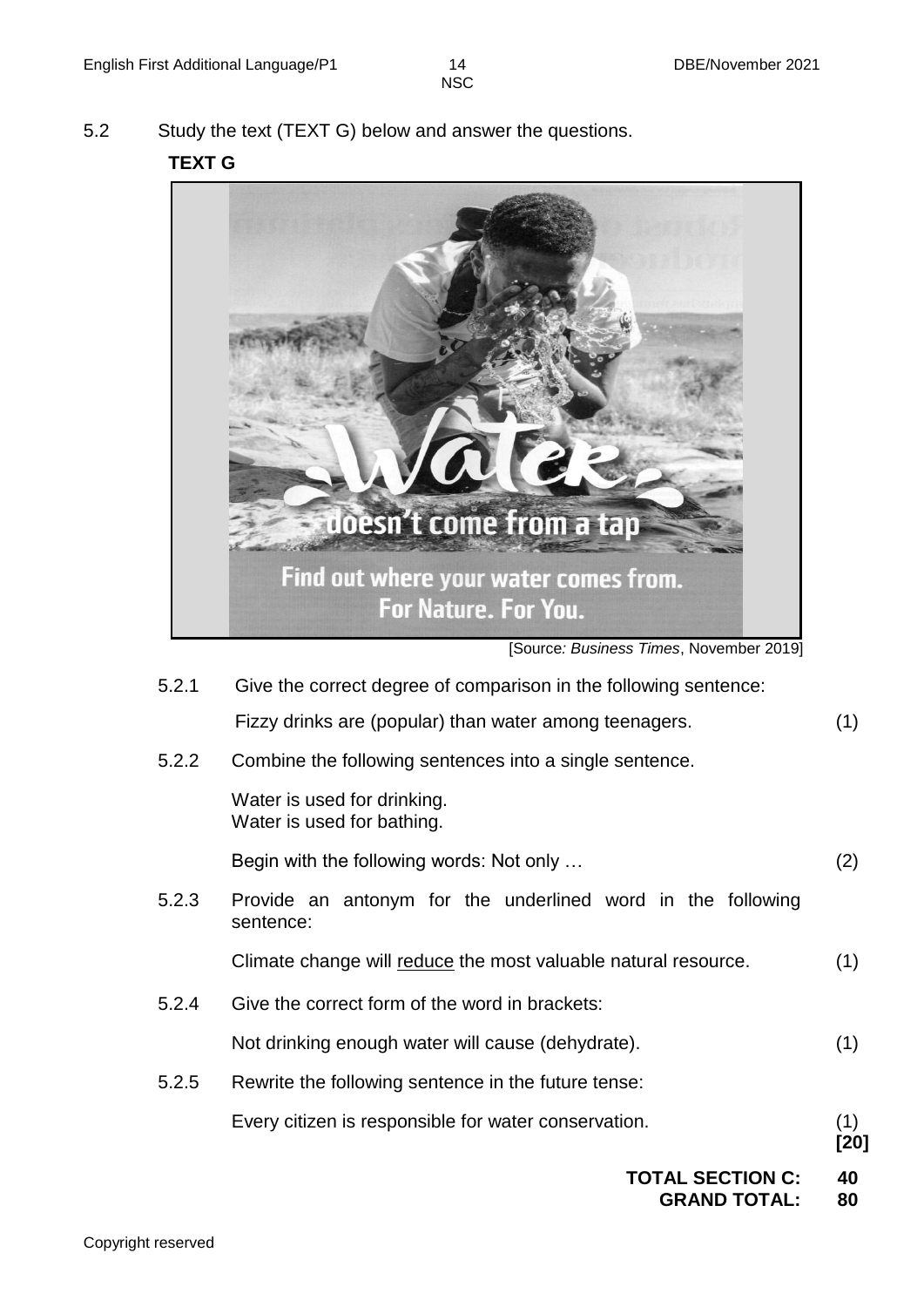5.2 Study the text (TEXT G) below and answer the questions.

**TEXT G**

Water doesn't come from a tap

Find out where your water comes from.
For Nature. For You.

[Source: *Business Times*, November 2019]

5.2.1 Give the correct degree of comparison in the following sentence:

Fizzy drinks are (popular) than water among teenagers. (1)

5.2.2 Combine the following sentences into a single sentence.

Water is used for drinking.
Water is used for bathing.

Begin with the following words: Not only … (2)

5.2.3 Provide an antonym for the underlined word in the following sentence:

Climate change will <u>reduce</u> the most valuable natural resource. (1)

5.2.4 Give the correct form of the word in brackets:

Not drinking enough water will cause (dehydrate). (1)

5.2.5 Rewrite the following sentence in the future tense:

Every citizen is responsible for water conservation. (1)
**[20]**

**TOTAL SECTION C: 40**
**GRAND TOTAL: 80**